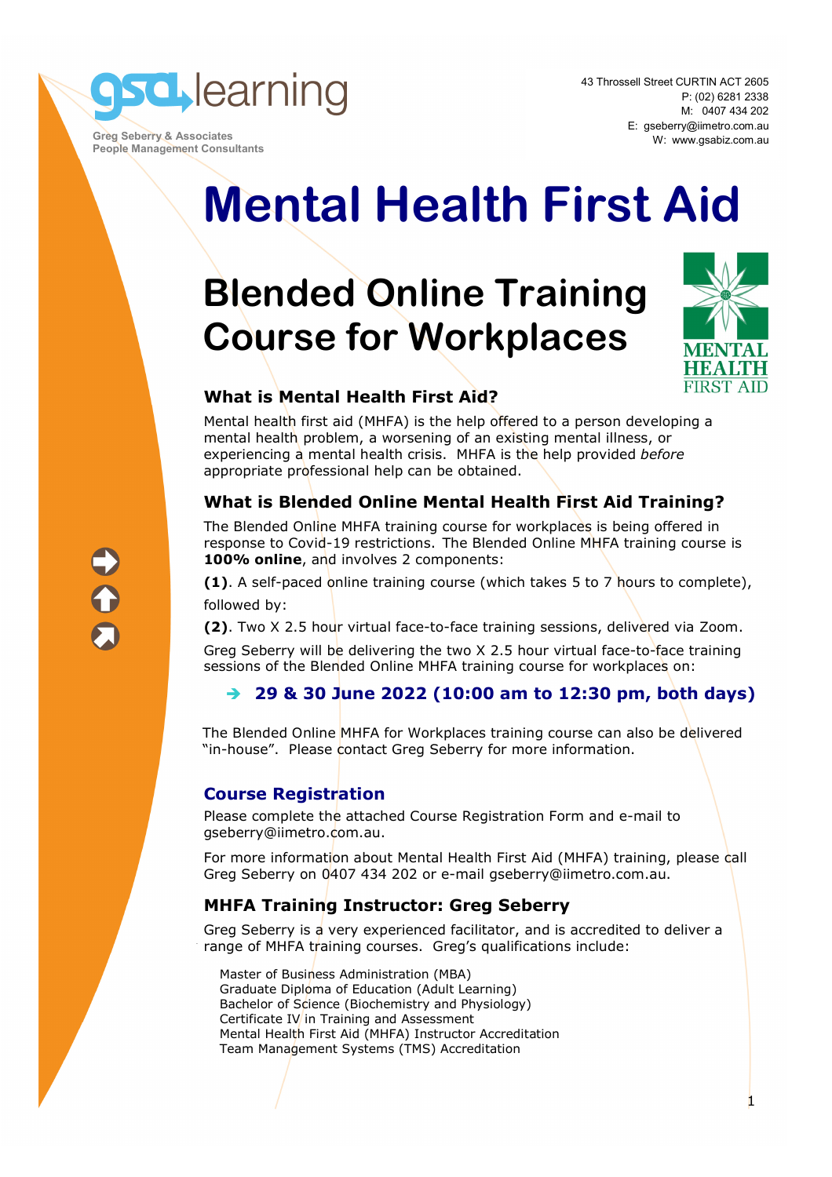gsa learning

Greg Seberry & Associates
People Management Consultants

43 Throssell Street CURTIN ACT 2605
P: (02) 6281 2338
M: 0407 434 202
E: gseberry@iimetro.com.au
W: www.gsabiz.com.au

# Mental Health First Aid

## Blended Online Training Course for Workplaces

MENTAL HEALTH FIRST AID

### What is Mental Health First Aid?

Mental health first aid (MHFA) is the help offered to a person developing a mental health problem, a worsening of an existing mental illness, or experiencing a mental health crisis. MHFA is the help provided *before* appropriate professional help can be obtained.

### What is Blended Online Mental Health First Aid Training?

The Blended Online MHFA training course for workplaces is being offered in response to Covid-19 restrictions. The Blended Online MHFA training course is **100% online**, and involves 2 components:

**(1)**. A self-paced online training course (which takes 5 to 7 hours to complete), followed by:

**(2)**. Two X 2.5 hour virtual face-to-face training sessions, delivered via Zoom.

Greg Seberry will be delivering the two X 2.5 hour virtual face-to-face training sessions of the Blended Online MHFA training course for workplaces on:

➔ **29 & 30 June 2022 (10:00 am to 12:30 pm, both days)**

The Blended Online MHFA for Workplaces training course can also be delivered "in-house". Please contact Greg Seberry for more information.

### Course Registration

Please complete the attached Course Registration Form and e-mail to gseberry@iimetro.com.au.

For more information about Mental Health First Aid (MHFA) training, please call Greg Seberry on 0407 434 202 or e-mail gseberry@iimetro.com.au.

### MHFA Training Instructor: Greg Seberry

Greg Seberry is a very experienced facilitator, and is accredited to deliver a range of MHFA training courses. Greg's qualifications include:

Master of Business Administration (MBA)
Graduate Diploma of Education (Adult Learning)
Bachelor of Science (Biochemistry and Physiology)
Certificate IV in Training and Assessment
Mental Health First Aid (MHFA) Instructor Accreditation
Team Management Systems (TMS) Accreditation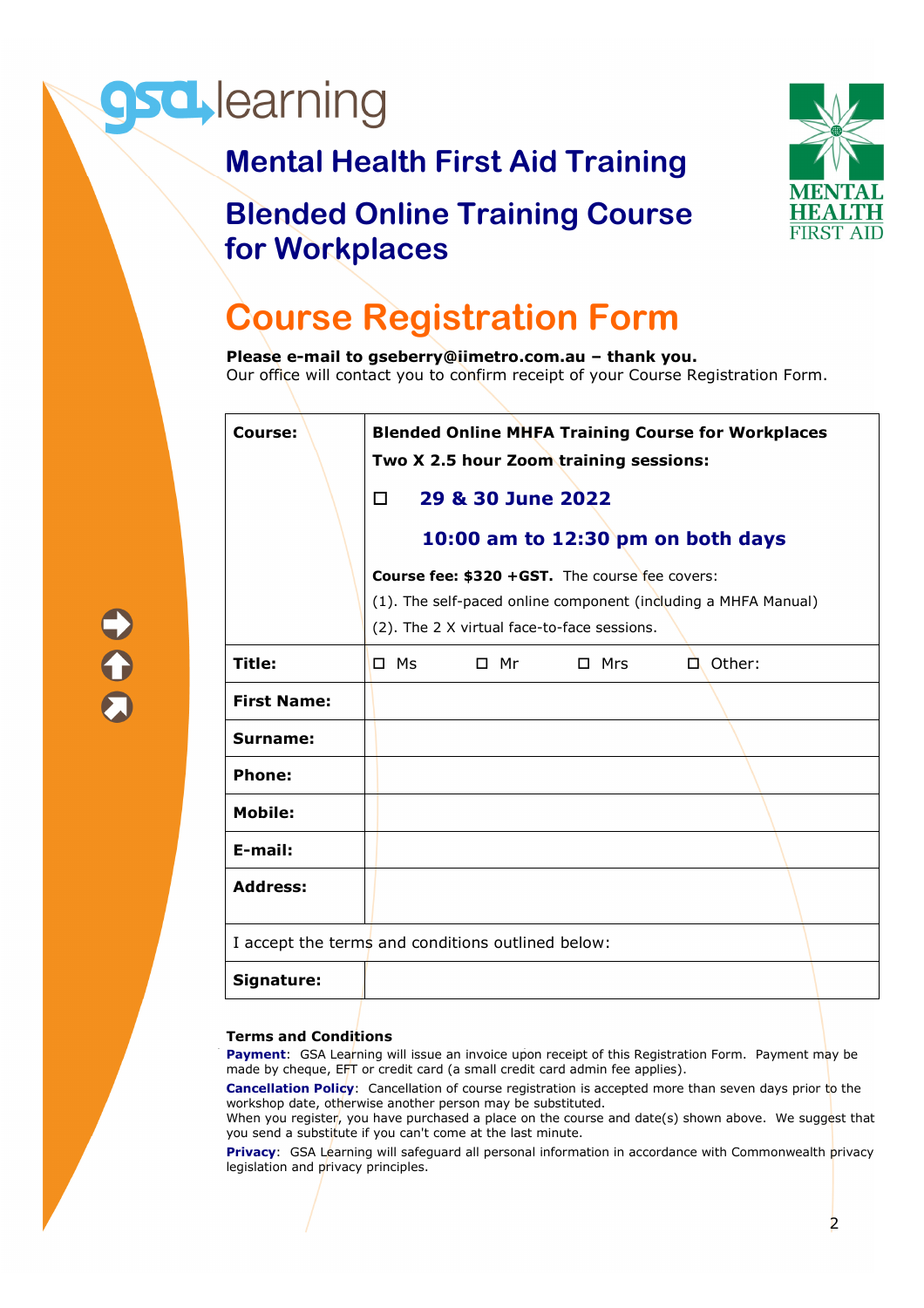gsa learning

# Mental Health First Aid Training

## Blended Online Training Course for Workplaces

MENTAL HEALTH FIRST AID

# Course Registration Form

**Please e-mail to gseberry@iimetro.com.au – thank you.**
Our office will contact you to confirm receipt of your Course Registration Form.

| | |
|---|---|
| **Course:** | **Blended Online MHFA Training Course for Workplaces**<br>**Two X 2.5 hour Zoom training sessions:**<br>☐ **29 & 30 June 2022**<br>**10:00 am to 12:30 pm on both days**<br>**Course fee: $320 +GST.** The course fee covers:<br>(1). The self-paced online component (including a MHFA Manual)<br>(2). The 2 X virtual face-to-face sessions. |
| **Title:** | ☐ Ms ☐ Mr ☐ Mrs ☐ Other: |
| **First Name:** | |
| **Surname:** | |
| **Phone:** | |
| **Mobile:** | |
| **E-mail:** | |
| **Address:** | |
| I accept the terms and conditions outlined below: | |
| **Signature:** | |

**Terms and Conditions**

**Payment**: GSA Learning will issue an invoice upon receipt of this Registration Form. Payment may be made by cheque, EFT or credit card (a small credit card admin fee applies).

**Cancellation Policy**: Cancellation of course registration is accepted more than seven days prior to the workshop date, otherwise another person may be substituted.
When you register, you have purchased a place on the course and date(s) shown above. We suggest that you send a substitute if you can't come at the last minute.

**Privacy**: GSA Learning will safeguard all personal information in accordance with Commonwealth privacy legislation and privacy principles.